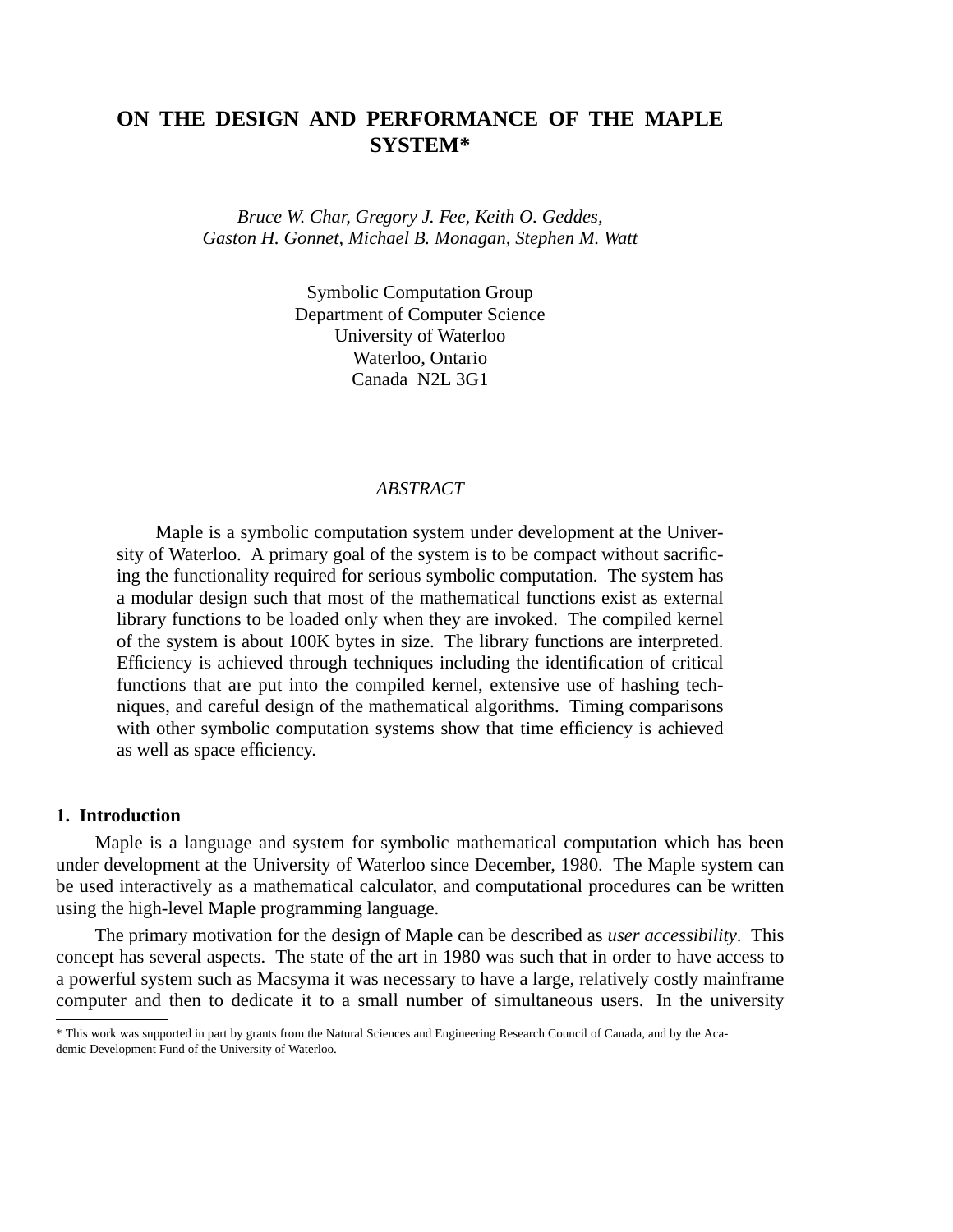# ON THE DESIGN AND PERFORMANCE OF THE MAPLE SYSTEM*

*Bruce W. Char, Gregory J. Fee, Keith O. Geddes,*
*Gaston H. Gonnet, Michael B. Monagan, Stephen M. Watt*

Symbolic Computation Group
Department of Computer Science
University of Waterloo
Waterloo, Ontario
Canada N2L 3G1

*ABSTRACT*

Maple is a symbolic computation system under development at the University of Waterloo. A primary goal of the system is to be compact without sacrificing the functionality required for serious symbolic computation. The system has a modular design such that most of the mathematical functions exist as external library functions to be loaded only when they are invoked. The compiled kernel of the system is about 100K bytes in size. The library functions are interpreted. Efficiency is achieved through techniques including the identification of critical functions that are put into the compiled kernel, extensive use of hashing techniques, and careful design of the mathematical algorithms. Timing comparisons with other symbolic computation systems show that time efficiency is achieved as well as space efficiency.

## 1. Introduction

Maple is a language and system for symbolic mathematical computation which has been under development at the University of Waterloo since December, 1980. The Maple system can be used interactively as a mathematical calculator, and computational procedures can be written using the high-level Maple programming language.

The primary motivation for the design of Maple can be described as *user accessibility*. This concept has several aspects. The state of the art in 1980 was such that in order to have access to a powerful system such as Macsyma it was necessary to have a large, relatively costly mainframe computer and then to dedicate it to a small number of simultaneous users. In the university

* This work was supported in part by grants from the Natural Sciences and Engineering Research Council of Canada, and by the Academic Development Fund of the University of Waterloo.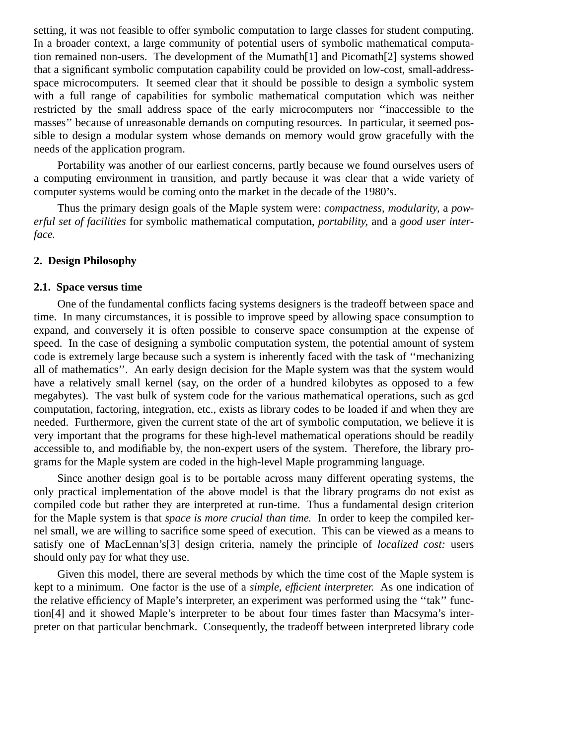setting, it was not feasible to offer symbolic computation to large classes for student computing. In a broader context, a large community of potential users of symbolic mathematical computation remained non-users. The development of the Mumath[1] and Picomath[2] systems showed that a significant symbolic computation capability could be provided on low-cost, small-address-space microcomputers. It seemed clear that it should be possible to design a symbolic system with a full range of capabilities for symbolic mathematical computation which was neither restricted by the small address space of the early microcomputers nor ''inaccessible to the masses'' because of unreasonable demands on computing resources. In particular, it seemed possible to design a modular system whose demands on memory would grow gracefully with the needs of the application program.

Portability was another of our earliest concerns, partly because we found ourselves users of a computing environment in transition, and partly because it was clear that a wide variety of computer systems would be coming onto the market in the decade of the 1980's.

Thus the primary design goals of the Maple system were: *compactness, modularity,* a *powerful set of facilities* for symbolic mathematical computation, *portability,* and a *good user interface.*

## 2. Design Philosophy

### 2.1. Space versus time

One of the fundamental conflicts facing systems designers is the tradeoff between space and time. In many circumstances, it is possible to improve speed by allowing space consumption to expand, and conversely it is often possible to conserve space consumption at the expense of speed. In the case of designing a symbolic computation system, the potential amount of system code is extremely large because such a system is inherently faced with the task of ''mechanizing all of mathematics''. An early design decision for the Maple system was that the system would have a relatively small kernel (say, on the order of a hundred kilobytes as opposed to a few megabytes). The vast bulk of system code for the various mathematical operations, such as gcd computation, factoring, integration, etc., exists as library codes to be loaded if and when they are needed. Furthermore, given the current state of the art of symbolic computation, we believe it is very important that the programs for these high-level mathematical operations should be readily accessible to, and modifiable by, the non-expert users of the system. Therefore, the library programs for the Maple system are coded in the high-level Maple programming language.

Since another design goal is to be portable across many different operating systems, the only practical implementation of the above model is that the library programs do not exist as compiled code but rather they are interpreted at run-time. Thus a fundamental design criterion for the Maple system is that *space is more crucial than time.* In order to keep the compiled kernel small, we are willing to sacrifice some speed of execution. This can be viewed as a means to satisfy one of MacLennan's[3] design criteria, namely the principle of *localized cost:* users should only pay for what they use.

Given this model, there are several methods by which the time cost of the Maple system is kept to a minimum. One factor is the use of a *simple, efficient interpreter.* As one indication of the relative efficiency of Maple's interpreter, an experiment was performed using the ''tak'' function[4] and it showed Maple's interpreter to be about four times faster than Macsyma's interpreter on that particular benchmark. Consequently, the tradeoff between interpreted library code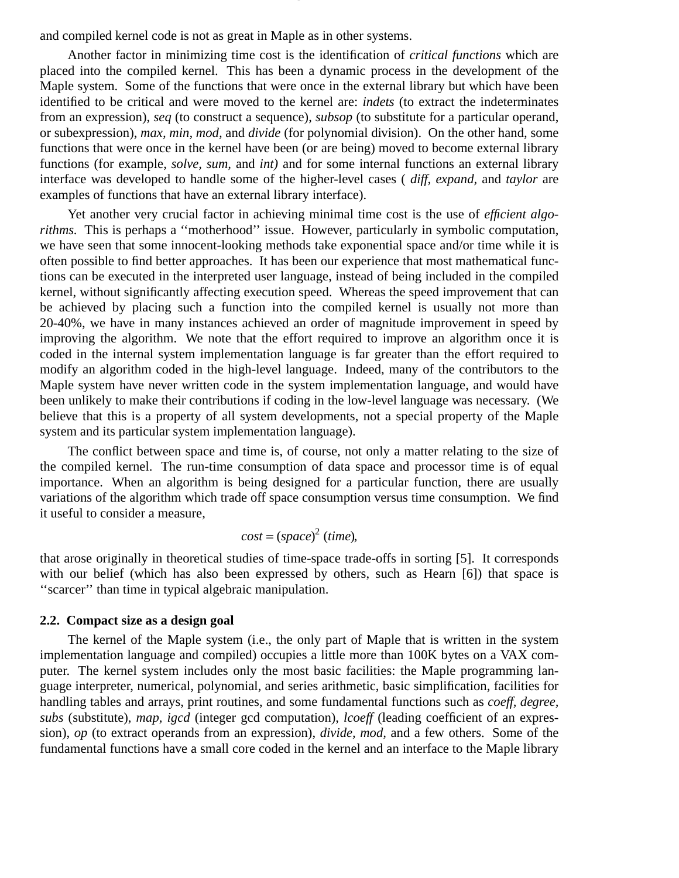and compiled kernel code is not as great in Maple as in other systems.

Another factor in minimizing time cost is the identification of *critical functions* which are placed into the compiled kernel. This has been a dynamic process in the development of the Maple system. Some of the functions that were once in the external library but which have been identified to be critical and were moved to the kernel are: *indets* (to extract the indeterminates from an expression), *seq* (to construct a sequence), *subsop* (to substitute for a particular operand, or subexpression), *max*, *min*, *mod*, and *divide* (for polynomial division). On the other hand, some functions that were once in the kernel have been (or are being) moved to become external library functions (for example, *solve, sum,* and *int)* and for some internal functions an external library interface was developed to handle some of the higher-level cases ( *diff, expand,* and *taylor* are examples of functions that have an external library interface).

Yet another very crucial factor in achieving minimal time cost is the use of *efficient algorithms*. This is perhaps a ''motherhood'' issue. However, particularly in symbolic computation, we have seen that some innocent-looking methods take exponential space and/or time while it is often possible to find better approaches. It has been our experience that most mathematical functions can be executed in the interpreted user language, instead of being included in the compiled kernel, without significantly affecting execution speed. Whereas the speed improvement that can be achieved by placing such a function into the compiled kernel is usually not more than 20-40%, we have in many instances achieved an order of magnitude improvement in speed by improving the algorithm. We note that the effort required to improve an algorithm once it is coded in the internal system implementation language is far greater than the effort required to modify an algorithm coded in the high-level language. Indeed, many of the contributors to the Maple system have never written code in the system implementation language, and would have been unlikely to make their contributions if coding in the low-level language was necessary. (We believe that this is a property of all system developments, not a special property of the Maple system and its particular system implementation language).

The conflict between space and time is, of course, not only a matter relating to the size of the compiled kernel. The run-time consumption of data space and processor time is of equal importance. When an algorithm is being designed for a particular function, there are usually variations of the algorithm which trade off space consumption versus time consumption. We find it useful to consider a measure,

$$cost = (space)^2\ (time),$$

that arose originally in theoretical studies of time-space trade-offs in sorting [5]. It corresponds with our belief (which has also been expressed by others, such as Hearn [6]) that space is ''scarcer'' than time in typical algebraic manipulation.

### 2.2. Compact size as a design goal

The kernel of the Maple system (i.e., the only part of Maple that is written in the system implementation language and compiled) occupies a little more than 100K bytes on a VAX computer. The kernel system includes only the most basic facilities: the Maple programming language interpreter, numerical, polynomial, and series arithmetic, basic simplification, facilities for handling tables and arrays, print routines, and some fundamental functions such as *coeff, degree, subs* (substitute), *map, igcd* (integer gcd computation), *lcoeff* (leading coefficient of an expression), *op* (to extract operands from an expression), *divide, mod,* and a few others. Some of the fundamental functions have a small core coded in the kernel and an interface to the Maple library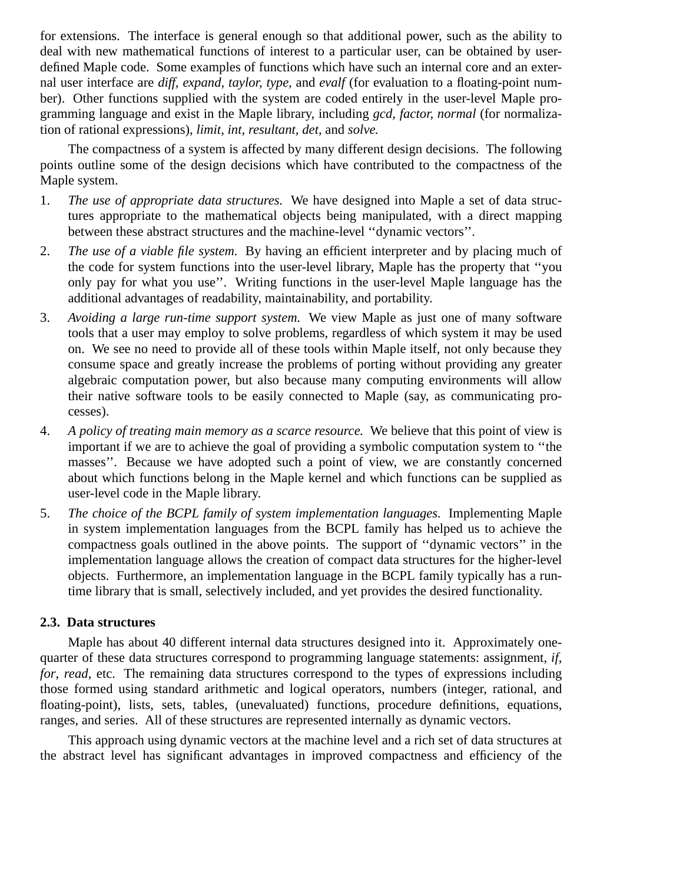for extensions. The interface is general enough so that additional power, such as the ability to deal with new mathematical functions of interest to a particular user, can be obtained by user-defined Maple code. Some examples of functions which have such an internal core and an external user interface are *diff, expand, taylor, type,* and *evalf* (for evaluation to a floating-point number). Other functions supplied with the system are coded entirely in the user-level Maple programming language and exist in the Maple library, including *gcd, factor, normal* (for normalization of rational expressions), *limit, int, resultant, det,* and *solve.*

The compactness of a system is affected by many different design decisions. The following points outline some of the design decisions which have contributed to the compactness of the Maple system.

1. *The use of appropriate data structures.* We have designed into Maple a set of data structures appropriate to the mathematical objects being manipulated, with a direct mapping between these abstract structures and the machine-level ''dynamic vectors''.
2. *The use of a viable file system.* By having an efficient interpreter and by placing much of the code for system functions into the user-level library, Maple has the property that ''you only pay for what you use''. Writing functions in the user-level Maple language has the additional advantages of readability, maintainability, and portability.
3. *Avoiding a large run-time support system.* We view Maple as just one of many software tools that a user may employ to solve problems, regardless of which system it may be used on. We see no need to provide all of these tools within Maple itself, not only because they consume space and greatly increase the problems of porting without providing any greater algebraic computation power, but also because many computing environments will allow their native software tools to be easily connected to Maple (say, as communicating processes).
4. *A policy of treating main memory as a scarce resource.* We believe that this point of view is important if we are to achieve the goal of providing a symbolic computation system to ''the masses''. Because we have adopted such a point of view, we are constantly concerned about which functions belong in the Maple kernel and which functions can be supplied as user-level code in the Maple library.
5. *The choice of the BCPL family of system implementation languages.* Implementing Maple in system implementation languages from the BCPL family has helped us to achieve the compactness goals outlined in the above points. The support of ''dynamic vectors'' in the implementation language allows the creation of compact data structures for the higher-level objects. Furthermore, an implementation language in the BCPL family typically has a run-time library that is small, selectively included, and yet provides the desired functionality.

### 2.3. Data structures

Maple has about 40 different internal data structures designed into it. Approximately one-quarter of these data structures correspond to programming language statements: assignment, *if*, *for*, *read*, etc. The remaining data structures correspond to the types of expressions including those formed using standard arithmetic and logical operators, numbers (integer, rational, and floating-point), lists, sets, tables, (unevaluated) functions, procedure definitions, equations, ranges, and series. All of these structures are represented internally as dynamic vectors.

This approach using dynamic vectors at the machine level and a rich set of data structures at the abstract level has significant advantages in improved compactness and efficiency of the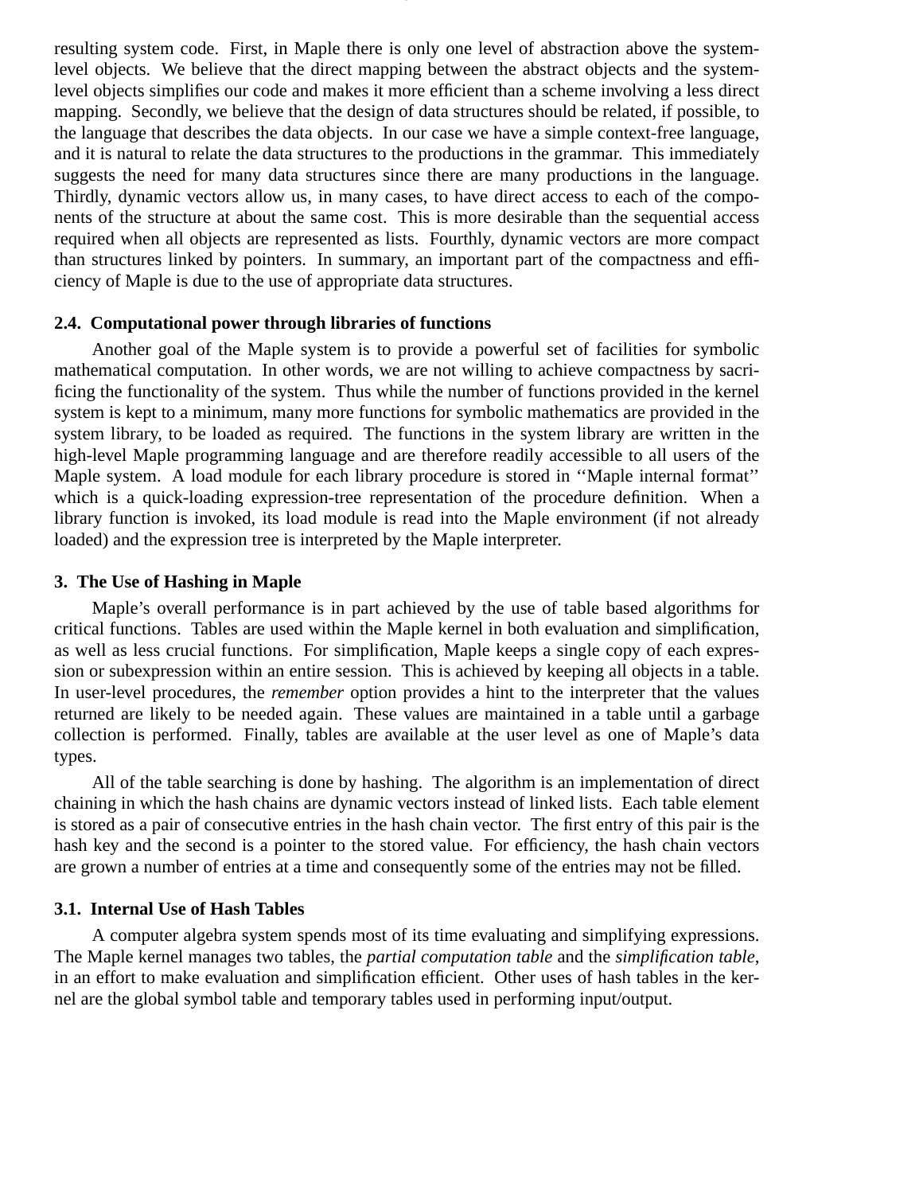resulting system code. First, in Maple there is only one level of abstraction above the system-level objects. We believe that the direct mapping between the abstract objects and the system-level objects simplifies our code and makes it more efficient than a scheme involving a less direct mapping. Secondly, we believe that the design of data structures should be related, if possible, to the language that describes the data objects. In our case we have a simple context-free language, and it is natural to relate the data structures to the productions in the grammar. This immediately suggests the need for many data structures since there are many productions in the language. Thirdly, dynamic vectors allow us, in many cases, to have direct access to each of the components of the structure at about the same cost. This is more desirable than the sequential access required when all objects are represented as lists. Fourthly, dynamic vectors are more compact than structures linked by pointers. In summary, an important part of the compactness and efficiency of Maple is due to the use of appropriate data structures.

### 2.4. Computational power through libraries of functions

Another goal of the Maple system is to provide a powerful set of facilities for symbolic mathematical computation. In other words, we are not willing to achieve compactness by sacrificing the functionality of the system. Thus while the number of functions provided in the kernel system is kept to a minimum, many more functions for symbolic mathematics are provided in the system library, to be loaded as required. The functions in the system library are written in the high-level Maple programming language and are therefore readily accessible to all users of the Maple system. A load module for each library procedure is stored in ''Maple internal format'' which is a quick-loading expression-tree representation of the procedure definition. When a library function is invoked, its load module is read into the Maple environment (if not already loaded) and the expression tree is interpreted by the Maple interpreter.

## 3. The Use of Hashing in Maple

Maple's overall performance is in part achieved by the use of table based algorithms for critical functions. Tables are used within the Maple kernel in both evaluation and simplification, as well as less crucial functions. For simplification, Maple keeps a single copy of each expression or subexpression within an entire session. This is achieved by keeping all objects in a table. In user-level procedures, the *remember* option provides a hint to the interpreter that the values returned are likely to be needed again. These values are maintained in a table until a garbage collection is performed. Finally, tables are available at the user level as one of Maple's data types.

All of the table searching is done by hashing. The algorithm is an implementation of direct chaining in which the hash chains are dynamic vectors instead of linked lists. Each table element is stored as a pair of consecutive entries in the hash chain vector. The first entry of this pair is the hash key and the second is a pointer to the stored value. For efficiency, the hash chain vectors are grown a number of entries at a time and consequently some of the entries may not be filled.

### 3.1. Internal Use of Hash Tables

A computer algebra system spends most of its time evaluating and simplifying expressions. The Maple kernel manages two tables, the *partial computation table* and the *simplification table*, in an effort to make evaluation and simplification efficient. Other uses of hash tables in the kernel are the global symbol table and temporary tables used in performing input/output.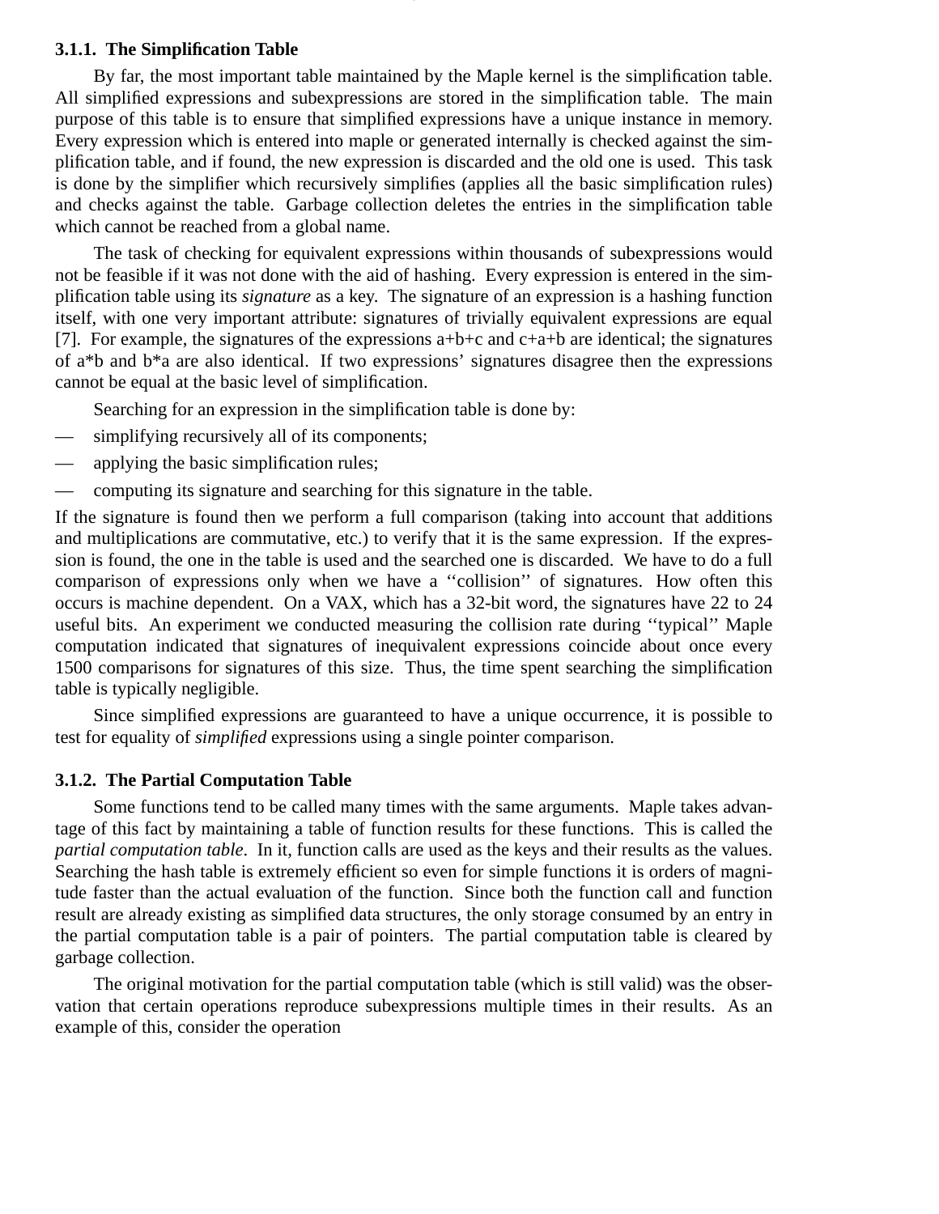### 3.1.1. The Simplification Table

By far, the most important table maintained by the Maple kernel is the simplification table. All simplified expressions and subexpressions are stored in the simplification table. The main purpose of this table is to ensure that simplified expressions have a unique instance in memory. Every expression which is entered into maple or generated internally is checked against the simplification table, and if found, the new expression is discarded and the old one is used. This task is done by the simplifier which recursively simplifies (applies all the basic simplification rules) and checks against the table. Garbage collection deletes the entries in the simplification table which cannot be reached from a global name.

The task of checking for equivalent expressions within thousands of subexpressions would not be feasible if it was not done with the aid of hashing. Every expression is entered in the simplification table using its *signature* as a key. The signature of an expression is a hashing function itself, with one very important attribute: signatures of trivially equivalent expressions are equal [7]. For example, the signatures of the expressions a+b+c and c+a+b are identical; the signatures of a*b and b*a are also identical. If two expressions' signatures disagree then the expressions cannot be equal at the basic level of simplification.

Searching for an expression in the simplification table is done by:

— simplifying recursively all of its components;

— applying the basic simplification rules;

— computing its signature and searching for this signature in the table.

If the signature is found then we perform a full comparison (taking into account that additions and multiplications are commutative, etc.) to verify that it is the same expression. If the expression is found, the one in the table is used and the searched one is discarded. We have to do a full comparison of expressions only when we have a "collision" of signatures. How often this occurs is machine dependent. On a VAX, which has a 32-bit word, the signatures have 22 to 24 useful bits. An experiment we conducted measuring the collision rate during "typical" Maple computation indicated that signatures of inequivalent expressions coincide about once every 1500 comparisons for signatures of this size. Thus, the time spent searching the simplification table is typically negligible.

Since simplified expressions are guaranteed to have a unique occurrence, it is possible to test for equality of *simplified* expressions using a single pointer comparison.

### 3.1.2. The Partial Computation Table

Some functions tend to be called many times with the same arguments. Maple takes advantage of this fact by maintaining a table of function results for these functions. This is called the *partial computation table*. In it, function calls are used as the keys and their results as the values. Searching the hash table is extremely efficient so even for simple functions it is orders of magnitude faster than the actual evaluation of the function. Since both the function call and function result are already existing as simplified data structures, the only storage consumed by an entry in the partial computation table is a pair of pointers. The partial computation table is cleared by garbage collection.

The original motivation for the partial computation table (which is still valid) was the observation that certain operations reproduce subexpressions multiple times in their results. As an example of this, consider the operation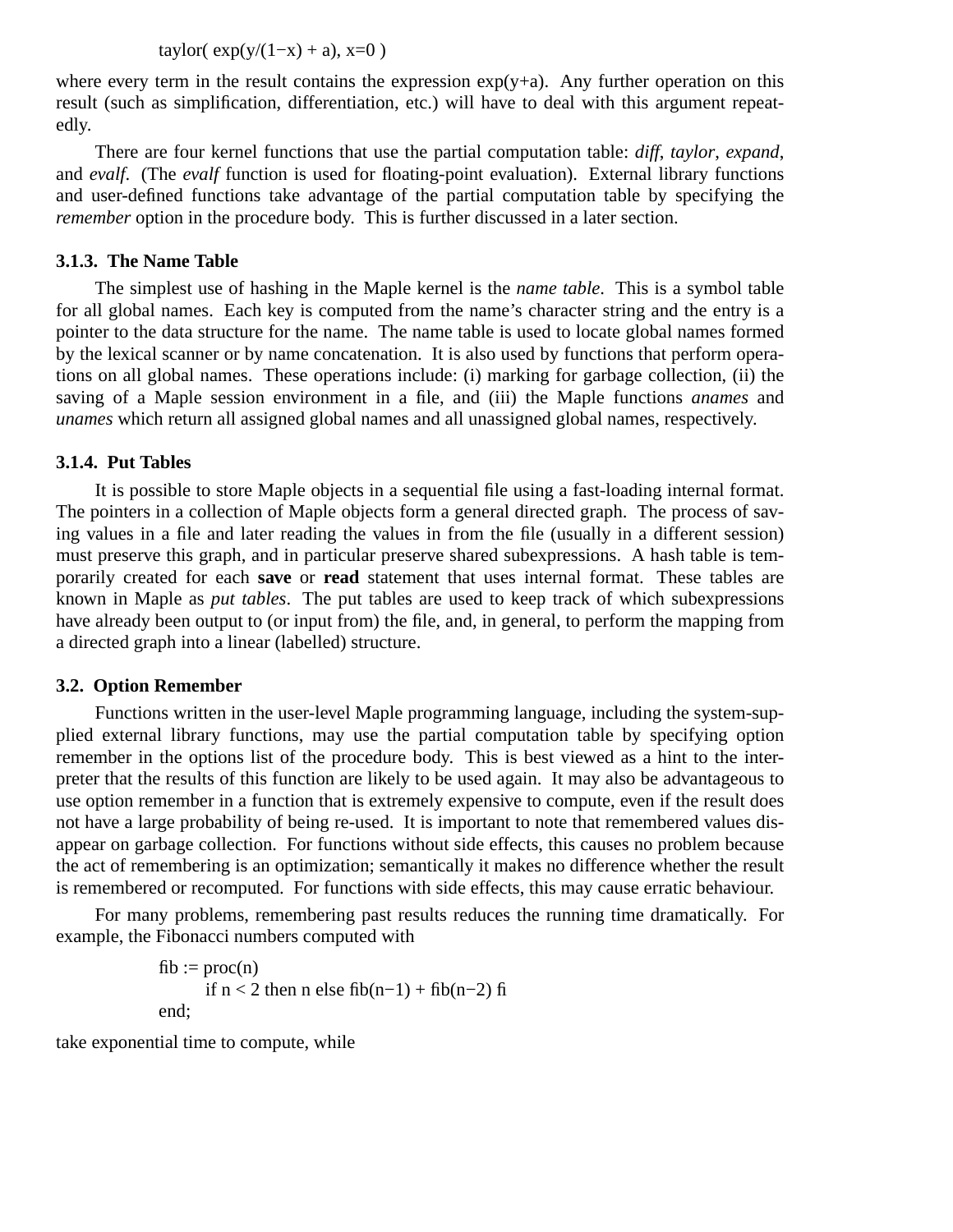taylor( exp(y/(1−x) + a), x=0 )

where every term in the result contains the expression exp(y+a). Any further operation on this result (such as simplification, differentiation, etc.) will have to deal with this argument repeatedly.

There are four kernel functions that use the partial computation table: *diff*, *taylor*, *expand*, and *evalf*. (The *evalf* function is used for floating-point evaluation). External library functions and user-defined functions take advantage of the partial computation table by specifying the *remember* option in the procedure body. This is further discussed in a later section.

### 3.1.3. The Name Table

The simplest use of hashing in the Maple kernel is the *name table*. This is a symbol table for all global names. Each key is computed from the name's character string and the entry is a pointer to the data structure for the name. The name table is used to locate global names formed by the lexical scanner or by name concatenation. It is also used by functions that perform operations on all global names. These operations include: (i) marking for garbage collection, (ii) the saving of a Maple session environment in a file, and (iii) the Maple functions *anames* and *unames* which return all assigned global names and all unassigned global names, respectively.

### 3.1.4. Put Tables

It is possible to store Maple objects in a sequential file using a fast-loading internal format. The pointers in a collection of Maple objects form a general directed graph. The process of saving values in a file and later reading the values in from the file (usually in a different session) must preserve this graph, and in particular preserve shared subexpressions. A hash table is temporarily created for each **save** or **read** statement that uses internal format. These tables are known in Maple as *put tables*. The put tables are used to keep track of which subexpressions have already been output to (or input from) the file, and, in general, to perform the mapping from a directed graph into a linear (labelled) structure.

## 3.2. Option Remember

Functions written in the user-level Maple programming language, including the system-supplied external library functions, may use the partial computation table by specifying option remember in the options list of the procedure body. This is best viewed as a hint to the interpreter that the results of this function are likely to be used again. It may also be advantageous to use option remember in a function that is extremely expensive to compute, even if the result does not have a large probability of being re-used. It is important to note that remembered values disappear on garbage collection. For functions without side effects, this causes no problem because the act of remembering is an optimization; semantically it makes no difference whether the result is remembered or recomputed. For functions with side effects, this may cause erratic behaviour.

For many problems, remembering past results reduces the running time dramatically. For example, the Fibonacci numbers computed with

```
fib := proc(n)
        if n < 2 then n else fib(n−1) + fib(n−2) fi
end;
```

take exponential time to compute, while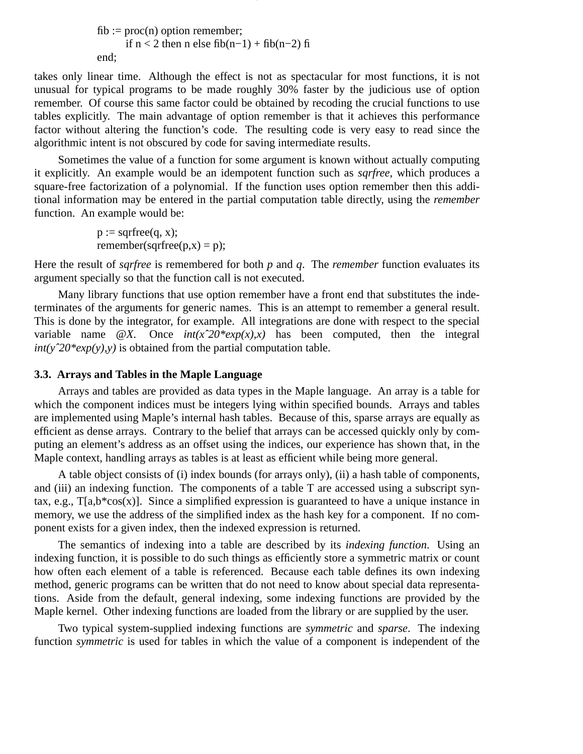```
fib := proc(n) option remember;
       if n < 2 then n else fib(n−1) + fib(n−2) fi
end;
```

takes only linear time. Although the effect is not as spectacular for most functions, it is not unusual for typical programs to be made roughly 30% faster by the judicious use of option remember. Of course this same factor could be obtained by recoding the crucial functions to use tables explicitly. The main advantage of option remember is that it achieves this performance factor without altering the function's code. The resulting code is very easy to read since the algorithmic intent is not obscured by code for saving intermediate results.

Sometimes the value of a function for some argument is known without actually computing it explicitly. An example would be an idempotent function such as *sqrfree*, which produces a square-free factorization of a polynomial. If the function uses option remember then this additional information may be entered in the partial computation table directly, using the *remember* function. An example would be:

```
p := sqrfree(q, x);
remember(sqrfree(p,x) = p);
```

Here the result of *sqrfree* is remembered for both *p* and *q*. The *remember* function evaluates its argument specially so that the function call is not executed.

Many library functions that use option remember have a front end that substitutes the indeterminates of the arguments for generic names. This is an attempt to remember a general result. This is done by the integrator, for example. All integrations are done with respect to the special variable name *@X*. Once *int(x^20*exp(x),x)* has been computed, then the integral *int(y^20*exp(y),y)* is obtained from the partial computation table.

### 3.3. Arrays and Tables in the Maple Language

Arrays and tables are provided as data types in the Maple language. An array is a table for which the component indices must be integers lying within specified bounds. Arrays and tables are implemented using Maple's internal hash tables. Because of this, sparse arrays are equally as efficient as dense arrays. Contrary to the belief that arrays can be accessed quickly only by computing an element's address as an offset using the indices, our experience has shown that, in the Maple context, handling arrays as tables is at least as efficient while being more general.

A table object consists of (i) index bounds (for arrays only), (ii) a hash table of components, and (iii) an indexing function. The components of a table T are accessed using a subscript syntax, e.g., T[a,b*cos(x)]. Since a simplified expression is guaranteed to have a unique instance in memory, we use the address of the simplified index as the hash key for a component. If no component exists for a given index, then the indexed expression is returned.

The semantics of indexing into a table are described by its *indexing function*. Using an indexing function, it is possible to do such things as efficiently store a symmetric matrix or count how often each element of a table is referenced. Because each table defines its own indexing method, generic programs can be written that do not need to know about special data representations. Aside from the default, general indexing, some indexing functions are provided by the Maple kernel. Other indexing functions are loaded from the library or are supplied by the user.

Two typical system-supplied indexing functions are *symmetric* and *sparse*. The indexing function *symmetric* is used for tables in which the value of a component is independent of the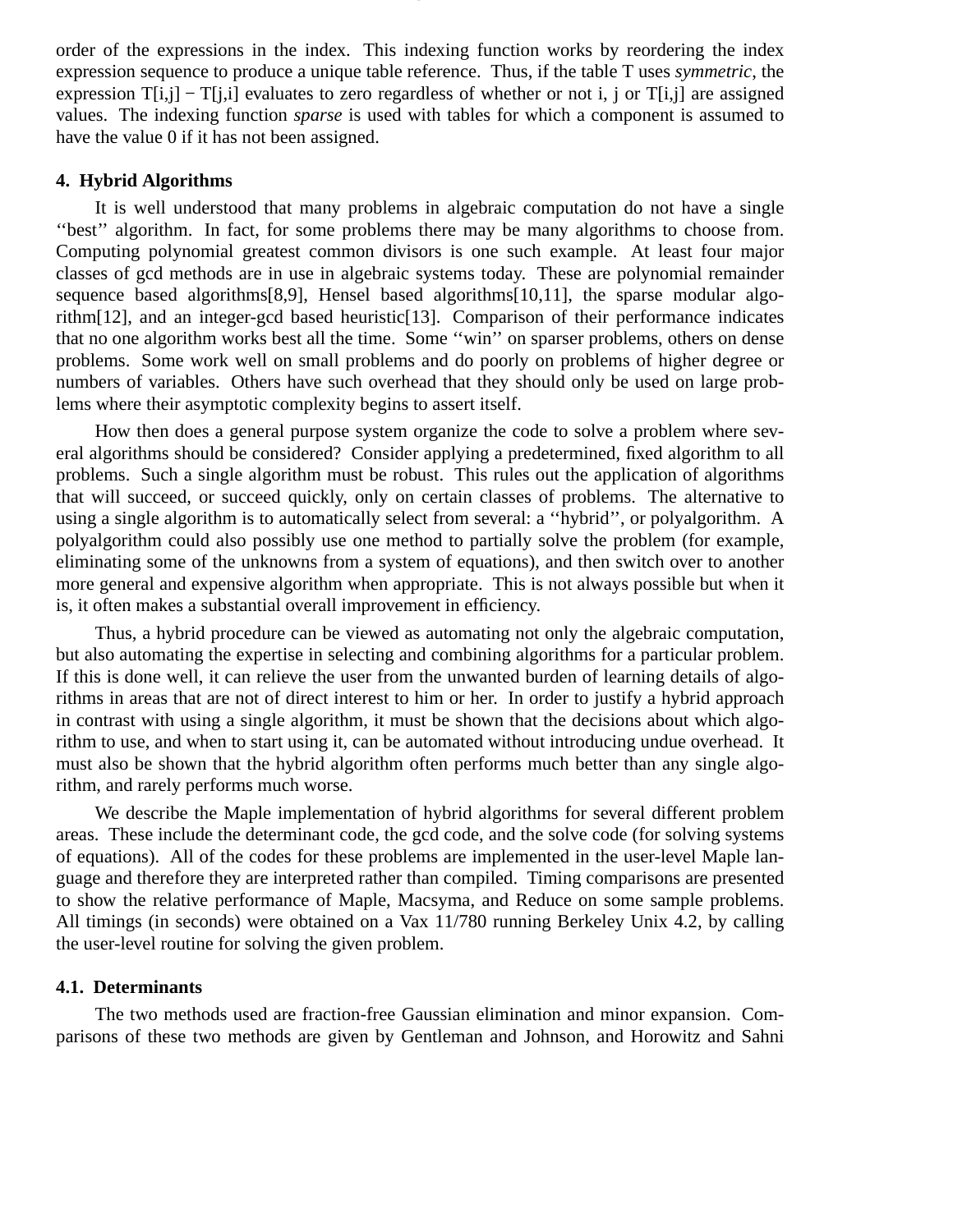order of the expressions in the index. This indexing function works by reordering the index expression sequence to produce a unique table reference. Thus, if the table T uses *symmetric*, the expression T[i,j] − T[j,i] evaluates to zero regardless of whether or not i, j or T[i,j] are assigned values. The indexing function *sparse* is used with tables for which a component is assumed to have the value 0 if it has not been assigned.

## 4. Hybrid Algorithms

It is well understood that many problems in algebraic computation do not have a single ''best'' algorithm. In fact, for some problems there may be many algorithms to choose from. Computing polynomial greatest common divisors is one such example. At least four major classes of gcd methods are in use in algebraic systems today. These are polynomial remainder sequence based algorithms[8,9], Hensel based algorithms[10,11], the sparse modular algorithm[12], and an integer-gcd based heuristic[13]. Comparison of their performance indicates that no one algorithm works best all the time. Some ''win'' on sparser problems, others on dense problems. Some work well on small problems and do poorly on problems of higher degree or numbers of variables. Others have such overhead that they should only be used on large problems where their asymptotic complexity begins to assert itself.

How then does a general purpose system organize the code to solve a problem where several algorithms should be considered? Consider applying a predetermined, fixed algorithm to all problems. Such a single algorithm must be robust. This rules out the application of algorithms that will succeed, or succeed quickly, only on certain classes of problems. The alternative to using a single algorithm is to automatically select from several: a ''hybrid'', or polyalgorithm. A polyalgorithm could also possibly use one method to partially solve the problem (for example, eliminating some of the unknowns from a system of equations), and then switch over to another more general and expensive algorithm when appropriate. This is not always possible but when it is, it often makes a substantial overall improvement in efficiency.

Thus, a hybrid procedure can be viewed as automating not only the algebraic computation, but also automating the expertise in selecting and combining algorithms for a particular problem. If this is done well, it can relieve the user from the unwanted burden of learning details of algorithms in areas that are not of direct interest to him or her. In order to justify a hybrid approach in contrast with using a single algorithm, it must be shown that the decisions about which algorithm to use, and when to start using it, can be automated without introducing undue overhead. It must also be shown that the hybrid algorithm often performs much better than any single algorithm, and rarely performs much worse.

We describe the Maple implementation of hybrid algorithms for several different problem areas. These include the determinant code, the gcd code, and the solve code (for solving systems of equations). All of the codes for these problems are implemented in the user-level Maple language and therefore they are interpreted rather than compiled. Timing comparisons are presented to show the relative performance of Maple, Macsyma, and Reduce on some sample problems. All timings (in seconds) were obtained on a Vax 11/780 running Berkeley Unix 4.2, by calling the user-level routine for solving the given problem.

### 4.1. Determinants

The two methods used are fraction-free Gaussian elimination and minor expansion. Comparisons of these two methods are given by Gentleman and Johnson, and Horowitz and Sahni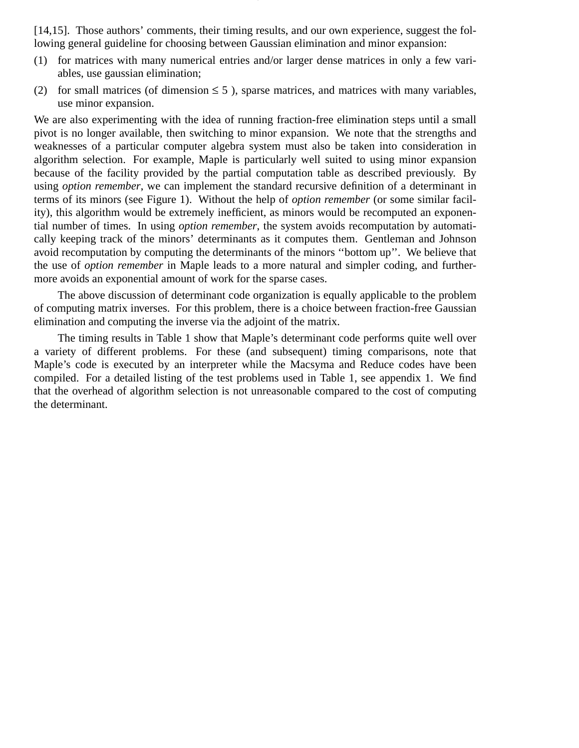[14,15]. Those authors' comments, their timing results, and our own experience, suggest the following general guideline for choosing between Gaussian elimination and minor expansion:

(1) for matrices with many numerical entries and/or larger dense matrices in only a few variables, use gaussian elimination;

(2) for small matrices (of dimension $\leq 5$ ), sparse matrices, and matrices with many variables, use minor expansion.

We are also experimenting with the idea of running fraction-free elimination steps until a small pivot is no longer available, then switching to minor expansion. We note that the strengths and weaknesses of a particular computer algebra system must also be taken into consideration in algorithm selection. For example, Maple is particularly well suited to using minor expansion because of the facility provided by the partial computation table as described previously. By using *option remember*, we can implement the standard recursive definition of a determinant in terms of its minors (see Figure 1). Without the help of *option remember* (or some similar facility), this algorithm would be extremely inefficient, as minors would be recomputed an exponential number of times. In using *option remember*, the system avoids recomputation by automatically keeping track of the minors' determinants as it computes them. Gentleman and Johnson avoid recomputation by computing the determinants of the minors ''bottom up''. We believe that the use of *option remember* in Maple leads to a more natural and simpler coding, and furthermore avoids an exponential amount of work for the sparse cases.

The above discussion of determinant code organization is equally applicable to the problem of computing matrix inverses. For this problem, there is a choice between fraction-free Gaussian elimination and computing the inverse via the adjoint of the matrix.

The timing results in Table 1 show that Maple's determinant code performs quite well over a variety of different problems. For these (and subsequent) timing comparisons, note that Maple's code is executed by an interpreter while the Macsyma and Reduce codes have been compiled. For a detailed listing of the test problems used in Table 1, see appendix 1. We find that the overhead of algorithm selection is not unreasonable compared to the cost of computing the determinant.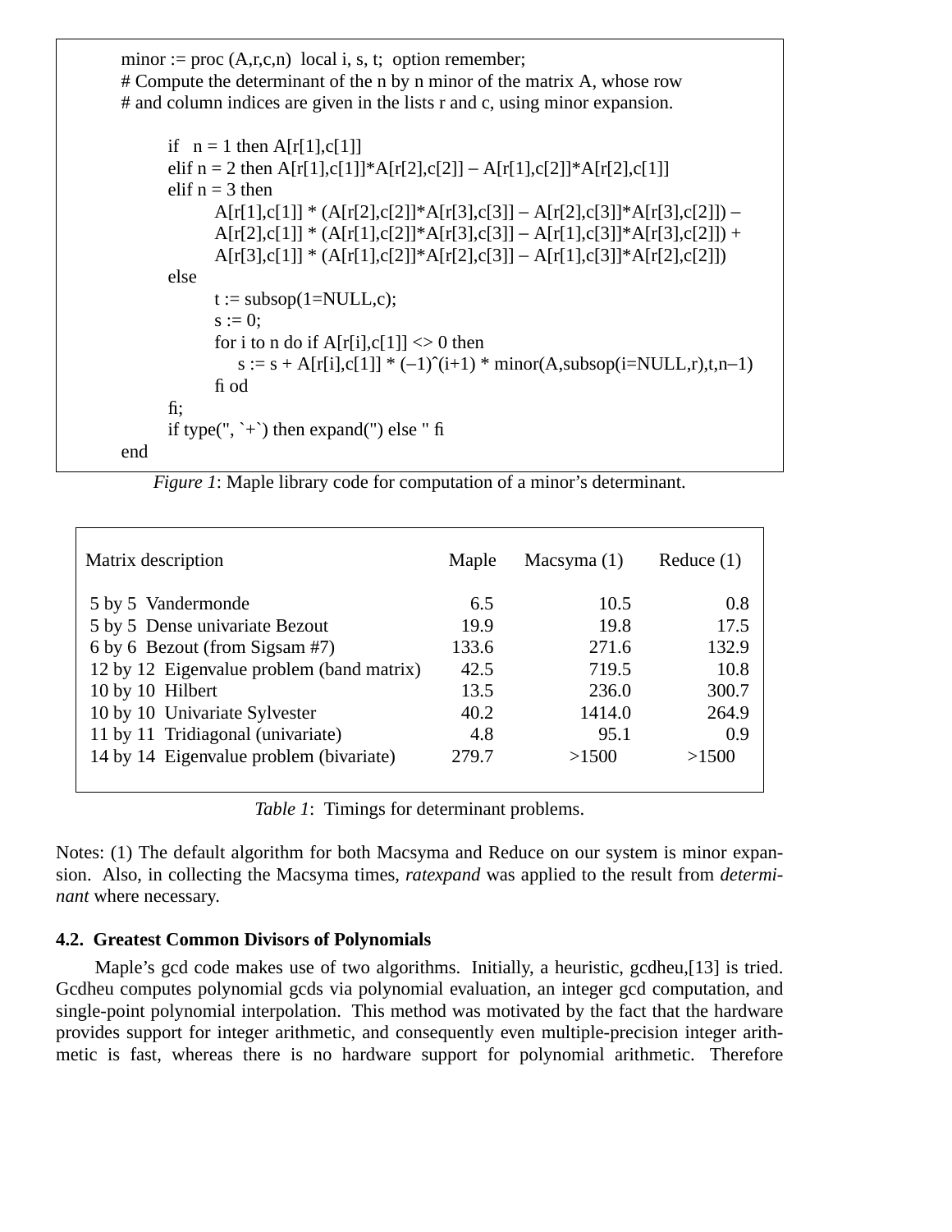```
minor := proc (A,r,c,n)  local i, s, t;  option remember;
# Compute the determinant of the n by n minor of the matrix A, whose row
# and column indices are given in the lists r and c, using minor expansion.

        if   n = 1 then A[r[1],c[1]]
        elif n = 2 then A[r[1],c[1]]*A[r[2],c[2]] – A[r[1],c[2]]*A[r[2],c[1]]
        elif n = 3 then
                A[r[1],c[1]] * (A[r[2],c[2]]*A[r[3],c[3]] – A[r[2],c[3]]*A[r[3],c[2]]) –
                A[r[2],c[1]] * (A[r[1],c[2]]*A[r[3],c[3]] – A[r[1],c[3]]*A[r[3],c[2]]) +
                A[r[3],c[1]] * (A[r[1],c[2]]*A[r[2],c[3]] – A[r[1],c[3]]*A[r[2],c[2]])
        else
                t := subsop(1=NULL,c);
                s := 0;
                for i to n do if A[r[i],c[1]] <> 0 then
                    s := s + A[r[i],c[1]] * (–1)ˆ(i+1) * minor(A,subsop(i=NULL,r),t,n–1)
                fi od
        fi;
        if type(", `+`) then expand(") else " fi
end
```

*Figure 1*: Maple library code for computation of a minor's determinant.

| Matrix description | Maple | Macsyma (1) | Reduce (1) |
|---|---|---|---|
| 5 by 5 Vandermonde | 6.5 | 10.5 | 0.8 |
| 5 by 5 Dense univariate Bezout | 19.9 | 19.8 | 17.5 |
| 6 by 6 Bezout (from Sigsam #7) | 133.6 | 271.6 | 132.9 |
| 12 by 12 Eigenvalue problem (band matrix) | 42.5 | 719.5 | 10.8 |
| 10 by 10 Hilbert | 13.5 | 236.0 | 300.7 |
| 10 by 10 Univariate Sylvester | 40.2 | 1414.0 | 264.9 |
| 11 by 11 Tridiagonal (univariate) | 4.8 | 95.1 | 0.9 |
| 14 by 14 Eigenvalue problem (bivariate) | 279.7 | >1500 | >1500 |

*Table 1*: Timings for determinant problems.

Notes: (1) The default algorithm for both Macsyma and Reduce on our system is minor expansion. Also, in collecting the Macsyma times, *ratexpand* was applied to the result from *determinant* where necessary.

### 4.2. Greatest Common Divisors of Polynomials

Maple's gcd code makes use of two algorithms. Initially, a heuristic, gcdheu,[13] is tried. Gcdheu computes polynomial gcds via polynomial evaluation, an integer gcd computation, and single-point polynomial interpolation. This method was motivated by the fact that the hardware provides support for integer arithmetic, and consequently even multiple-precision integer arithmetic is fast, whereas there is no hardware support for polynomial arithmetic. Therefore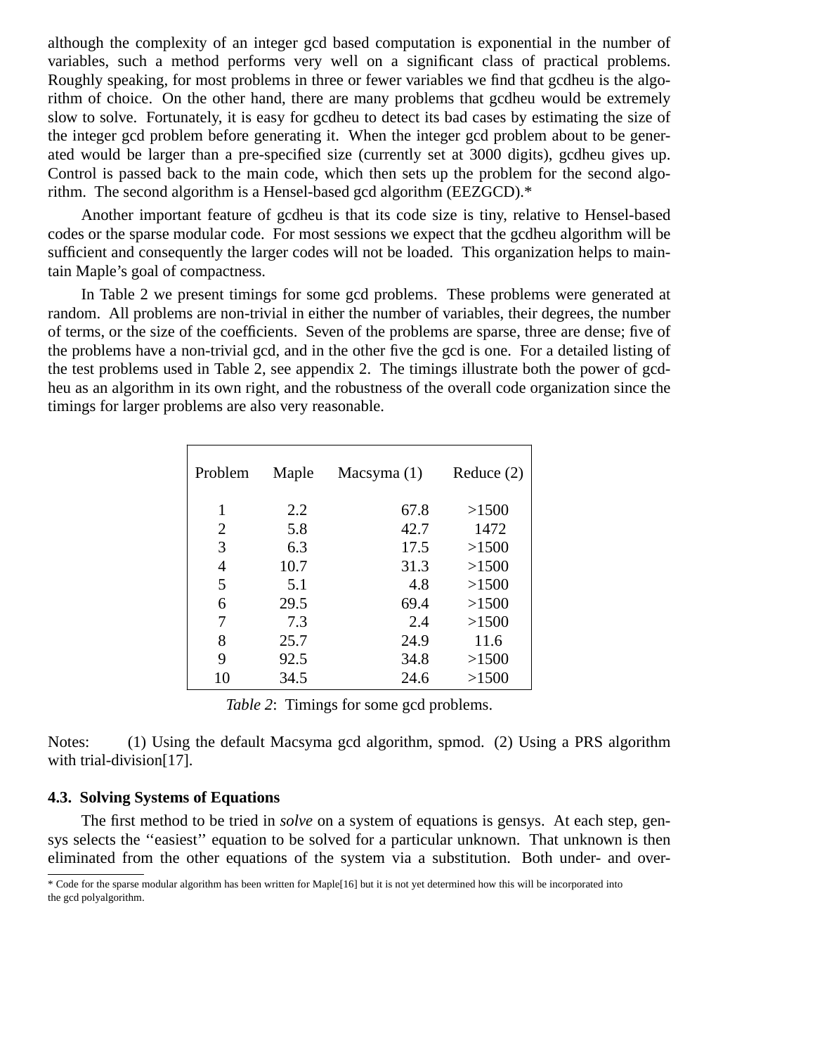although the complexity of an integer gcd based computation is exponential in the number of variables, such a method performs very well on a significant class of practical problems. Roughly speaking, for most problems in three or fewer variables we find that gcdheu is the algorithm of choice. On the other hand, there are many problems that gcdheu would be extremely slow to solve. Fortunately, it is easy for gcdheu to detect its bad cases by estimating the size of the integer gcd problem before generating it. When the integer gcd problem about to be generated would be larger than a pre-specified size (currently set at 3000 digits), gcdheu gives up. Control is passed back to the main code, which then sets up the problem for the second algorithm. The second algorithm is a Hensel-based gcd algorithm (EEZGCD).*

Another important feature of gcdheu is that its code size is tiny, relative to Hensel-based codes or the sparse modular code. For most sessions we expect that the gcdheu algorithm will be sufficient and consequently the larger codes will not be loaded. This organization helps to maintain Maple's goal of compactness.

In Table 2 we present timings for some gcd problems. These problems were generated at random. All problems are non-trivial in either the number of variables, their degrees, the number of terms, or the size of the coefficients. Seven of the problems are sparse, three are dense; five of the problems have a non-trivial gcd, and in the other five the gcd is one. For a detailed listing of the test problems used in Table 2, see appendix 2. The timings illustrate both the power of gcdheu as an algorithm in its own right, and the robustness of the overall code organization since the timings for larger problems are also very reasonable.

| Problem | Maple | Macsyma (1) | Reduce (2) |
|---|---|---|---|
| 1 | 2.2 | 67.8 | >1500 |
| 2 | 5.8 | 42.7 | 1472 |
| 3 | 6.3 | 17.5 | >1500 |
| 4 | 10.7 | 31.3 | >1500 |
| 5 | 5.1 | 4.8 | >1500 |
| 6 | 29.5 | 69.4 | >1500 |
| 7 | 7.3 | 2.4 | >1500 |
| 8 | 25.7 | 24.9 | 11.6 |
| 9 | 92.5 | 34.8 | >1500 |
| 10 | 34.5 | 24.6 | >1500 |

*Table 2*: Timings for some gcd problems.

Notes: (1) Using the default Macsyma gcd algorithm, spmod. (2) Using a PRS algorithm with trial-division[17].

### 4.3. Solving Systems of Equations

The first method to be tried in *solve* on a system of equations is gensys. At each step, gensys selects the ''easiest'' equation to be solved for a particular unknown. That unknown is then eliminated from the other equations of the system via a substitution. Both under- and over-

* Code for the sparse modular algorithm has been written for Maple[16] but it is not yet determined how this will be incorporated into the gcd polyalgorithm.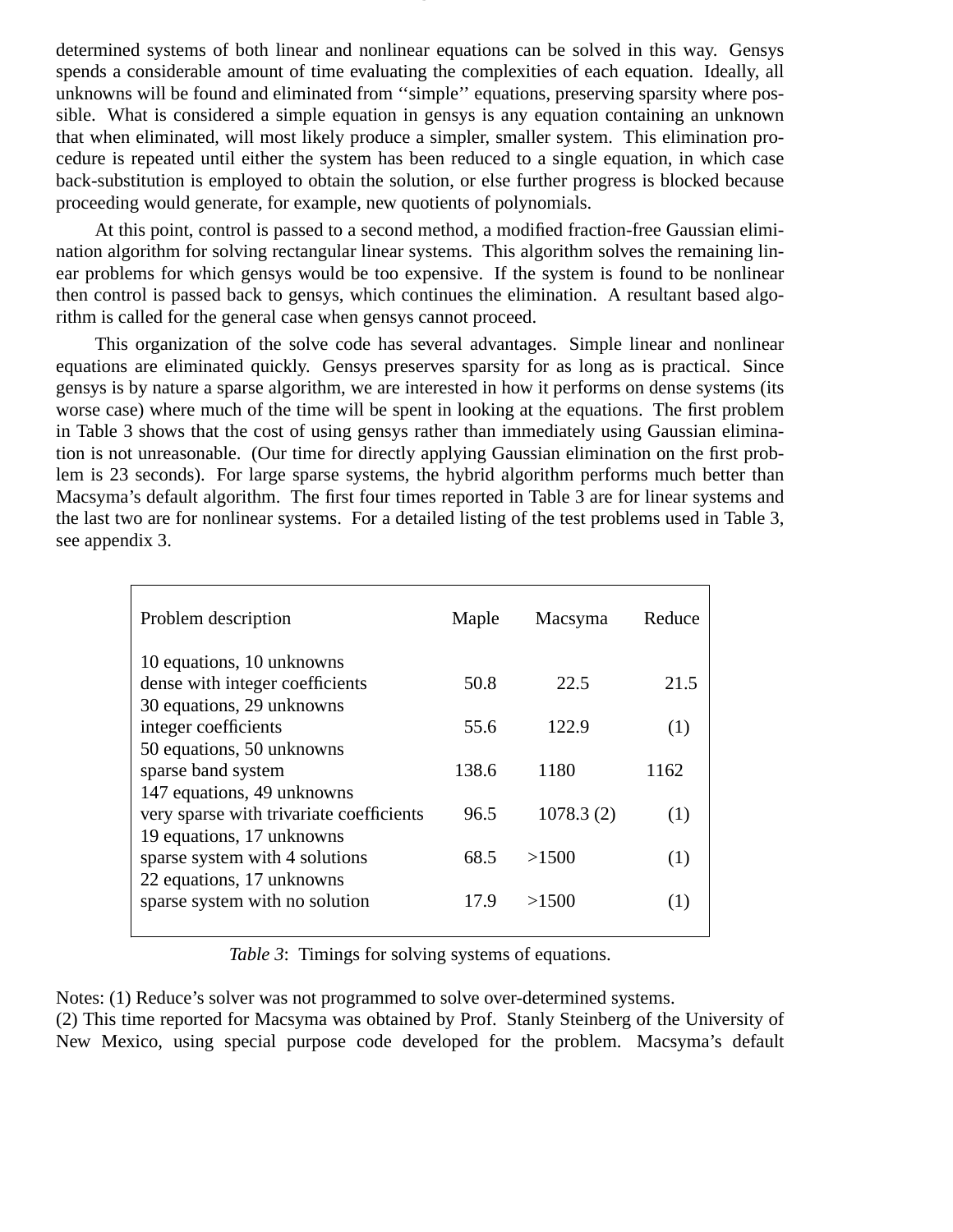determined systems of both linear and nonlinear equations can be solved in this way. Gensys spends a considerable amount of time evaluating the complexities of each equation. Ideally, all unknowns will be found and eliminated from ''simple'' equations, preserving sparsity where possible. What is considered a simple equation in gensys is any equation containing an unknown that when eliminated, will most likely produce a simpler, smaller system. This elimination procedure is repeated until either the system has been reduced to a single equation, in which case back-substitution is employed to obtain the solution, or else further progress is blocked because proceeding would generate, for example, new quotients of polynomials.

At this point, control is passed to a second method, a modified fraction-free Gaussian elimination algorithm for solving rectangular linear systems. This algorithm solves the remaining linear problems for which gensys would be too expensive. If the system is found to be nonlinear then control is passed back to gensys, which continues the elimination. A resultant based algorithm is called for the general case when gensys cannot proceed.

This organization of the solve code has several advantages. Simple linear and nonlinear equations are eliminated quickly. Gensys preserves sparsity for as long as is practical. Since gensys is by nature a sparse algorithm, we are interested in how it performs on dense systems (its worse case) where much of the time will be spent in looking at the equations. The first problem in Table 3 shows that the cost of using gensys rather than immediately using Gaussian elimination is not unreasonable. (Our time for directly applying Gaussian elimination on the first problem is 23 seconds). For large sparse systems, the hybrid algorithm performs much better than Macsyma's default algorithm. The first four times reported in Table 3 are for linear systems and the last two are for nonlinear systems. For a detailed listing of the test problems used in Table 3, see appendix 3.

| Problem description | Maple | Macsyma | Reduce |
| --- | --- | --- | --- |
| 10 equations, 10 unknowns dense with integer coefficients | 50.8 | 22.5 | 21.5 |
| 30 equations, 29 unknowns integer coefficients | 55.6 | 122.9 | (1) |
| 50 equations, 50 unknowns sparse band system | 138.6 | 1180 | 1162 |
| 147 equations, 49 unknowns very sparse with trivariate coefficients | 96.5 | 1078.3 (2) | (1) |
| 19 equations, 17 unknowns sparse system with 4 solutions | 68.5 | >1500 | (1) |
| 22 equations, 17 unknowns sparse system with no solution | 17.9 | >1500 | (1) |

*Table 3*: Timings for solving systems of equations.

Notes: (1) Reduce's solver was not programmed to solve over-determined systems.
(2) This time reported for Macsyma was obtained by Prof. Stanly Steinberg of the University of New Mexico, using special purpose code developed for the problem. Macsyma's default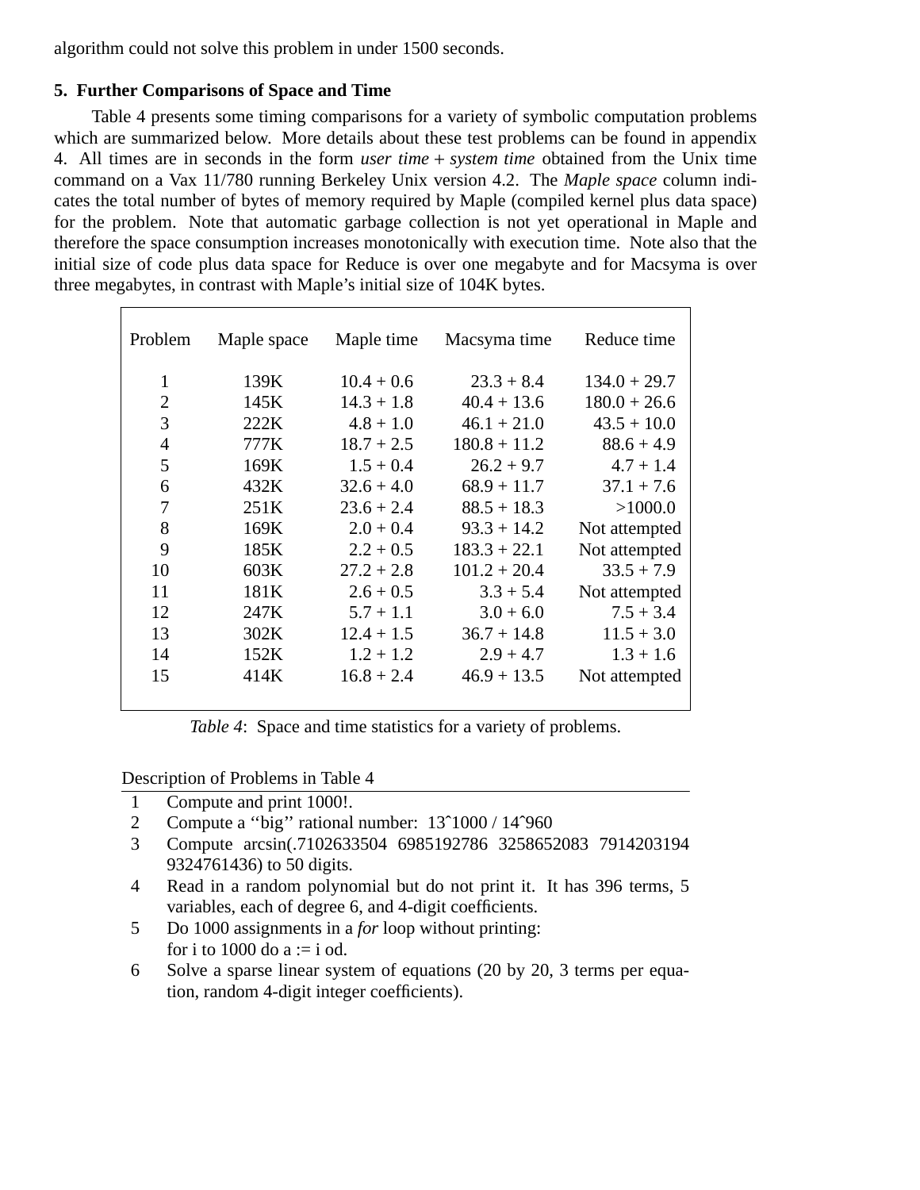algorithm could not solve this problem in under 1500 seconds.

## 5. Further Comparisons of Space and Time

Table 4 presents some timing comparisons for a variety of symbolic computation problems which are summarized below. More details about these test problems can be found in appendix 4. All times are in seconds in the form *user time* + *system time* obtained from the Unix time command on a Vax 11/780 running Berkeley Unix version 4.2. The *Maple space* column indicates the total number of bytes of memory required by Maple (compiled kernel plus data space) for the problem. Note that automatic garbage collection is not yet operational in Maple and therefore the space consumption increases monotonically with execution time. Note also that the initial size of code plus data space for Reduce is over one megabyte and for Macsyma is over three megabytes, in contrast with Maple's initial size of 104K bytes.

| Problem | Maple space | Maple time | Macsyma time | Reduce time |
|---|---|---|---|---|
| 1 | 139K | 10.4 + 0.6 | 23.3 + 8.4 | 134.0 + 29.7 |
| 2 | 145K | 14.3 + 1.8 | 40.4 + 13.6 | 180.0 + 26.6 |
| 3 | 222K | 4.8 + 1.0 | 46.1 + 21.0 | 43.5 + 10.0 |
| 4 | 777K | 18.7 + 2.5 | 180.8 + 11.2 | 88.6 + 4.9 |
| 5 | 169K | 1.5 + 0.4 | 26.2 + 9.7 | 4.7 + 1.4 |
| 6 | 432K | 32.6 + 4.0 | 68.9 + 11.7 | 37.1 + 7.6 |
| 7 | 251K | 23.6 + 2.4 | 88.5 + 18.3 | >1000.0 |
| 8 | 169K | 2.0 + 0.4 | 93.3 + 14.2 | Not attempted |
| 9 | 185K | 2.2 + 0.5 | 183.3 + 22.1 | Not attempted |
| 10 | 603K | 27.2 + 2.8 | 101.2 + 20.4 | 33.5 + 7.9 |
| 11 | 181K | 2.6 + 0.5 | 3.3 + 5.4 | Not attempted |
| 12 | 247K | 5.7 + 1.1 | 3.0 + 6.0 | 7.5 + 3.4 |
| 13 | 302K | 12.4 + 1.5 | 36.7 + 14.8 | 11.5 + 3.0 |
| 14 | 152K | 1.2 + 1.2 | 2.9 + 4.7 | 1.3 + 1.6 |
| 15 | 414K | 16.8 + 2.4 | 46.9 + 13.5 | Not attempted |

*Table 4*: Space and time statistics for a variety of problems.

Description of Problems in Table 4

1. Compute and print 1000!.
2. Compute a ''big'' rational number: 13ˆ1000 / 14ˆ960
3. Compute arcsin(.7102633504 6985192786 3258652083 7914203194 9324761436) to 50 digits.
4. Read in a random polynomial but do not print it. It has 396 terms, 5 variables, each of degree 6, and 4-digit coefficients.
5. Do 1000 assignments in a *for* loop without printing:
   for i to 1000 do a := i od.
6. Solve a sparse linear system of equations (20 by 20, 3 terms per equation, random 4-digit integer coefficients).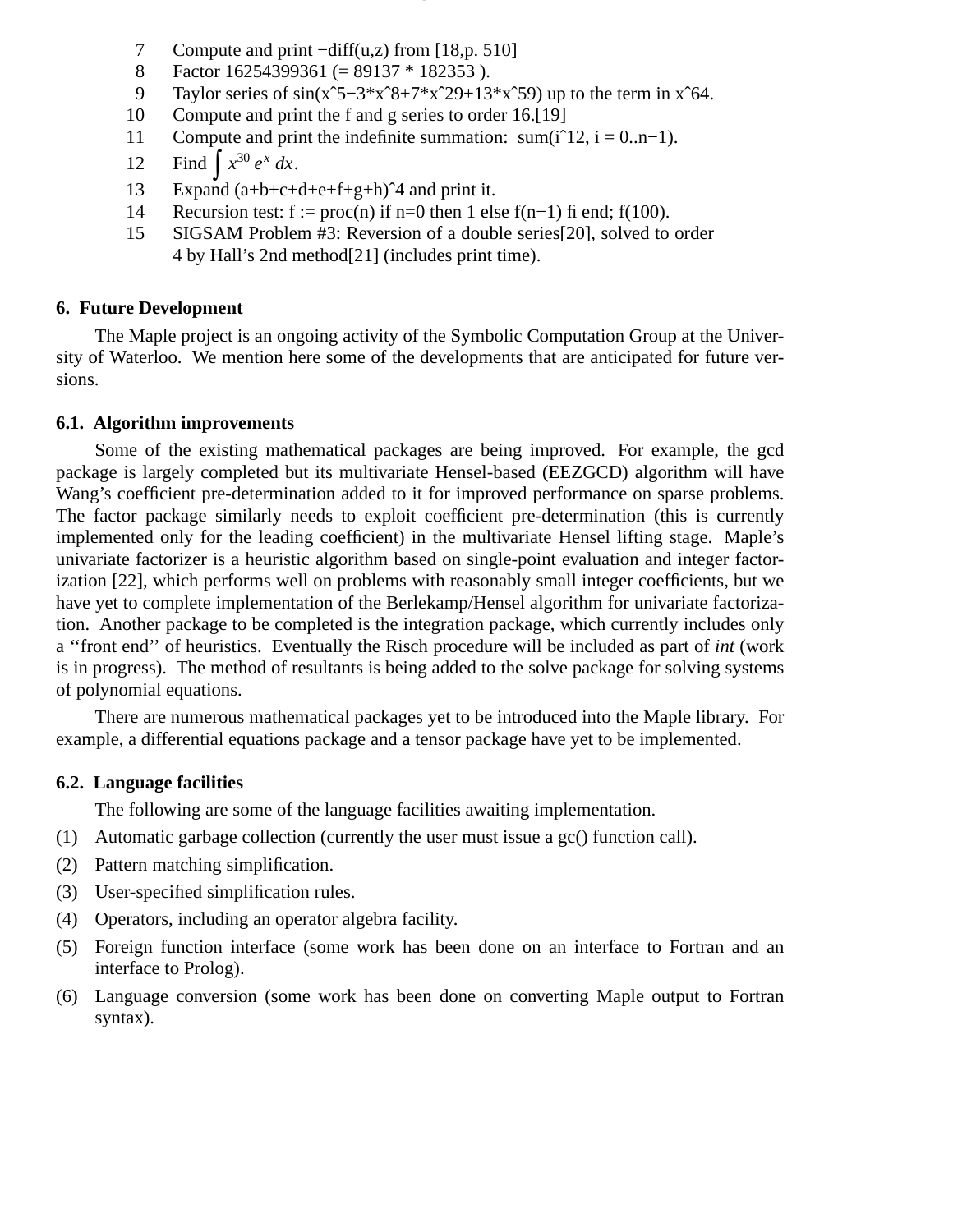7 Compute and print −diff(u,z) from [18,p. 510]

8 Factor 16254399361 (= 89137 * 182353 ).

9 Taylor series of sin(xˆ5−3*xˆ8+7*xˆ29+13*xˆ59) up to the term in xˆ64.

10 Compute and print the f and g series to order 16.[19]

11 Compute and print the indefinite summation: sum(iˆ12, i = 0..n−1).

12 Find $\int x^{30} e^x \, dx$.

13 Expand (a+b+c+d+e+f+g+h)ˆ4 and print it.

14 Recursion test: f := proc(n) if n=0 then 1 else f(n−1) fi end; f(100).

15 SIGSAM Problem #3: Reversion of a double series[20], solved to order 4 by Hall's 2nd method[21] (includes print time).

## 6. Future Development

The Maple project is an ongoing activity of the Symbolic Computation Group at the University of Waterloo. We mention here some of the developments that are anticipated for future versions.

### 6.1. Algorithm improvements

Some of the existing mathematical packages are being improved. For example, the gcd package is largely completed but its multivariate Hensel-based (EEZGCD) algorithm will have Wang's coefficient pre-determination added to it for improved performance on sparse problems. The factor package similarly needs to exploit coefficient pre-determination (this is currently implemented only for the leading coefficient) in the multivariate Hensel lifting stage. Maple's univariate factorizer is a heuristic algorithm based on single-point evaluation and integer factorization [22], which performs well on problems with reasonably small integer coefficients, but we have yet to complete implementation of the Berlekamp/Hensel algorithm for univariate factorization. Another package to be completed is the integration package, which currently includes only a ''front end'' of heuristics. Eventually the Risch procedure will be included as part of *int* (work is in progress). The method of resultants is being added to the solve package for solving systems of polynomial equations.

There are numerous mathematical packages yet to be introduced into the Maple library. For example, a differential equations package and a tensor package have yet to be implemented.

### 6.2. Language facilities

The following are some of the language facilities awaiting implementation.

(1) Automatic garbage collection (currently the user must issue a gc() function call).

(2) Pattern matching simplification.

(3) User-specified simplification rules.

(4) Operators, including an operator algebra facility.

(5) Foreign function interface (some work has been done on an interface to Fortran and an interface to Prolog).

(6) Language conversion (some work has been done on converting Maple output to Fortran syntax).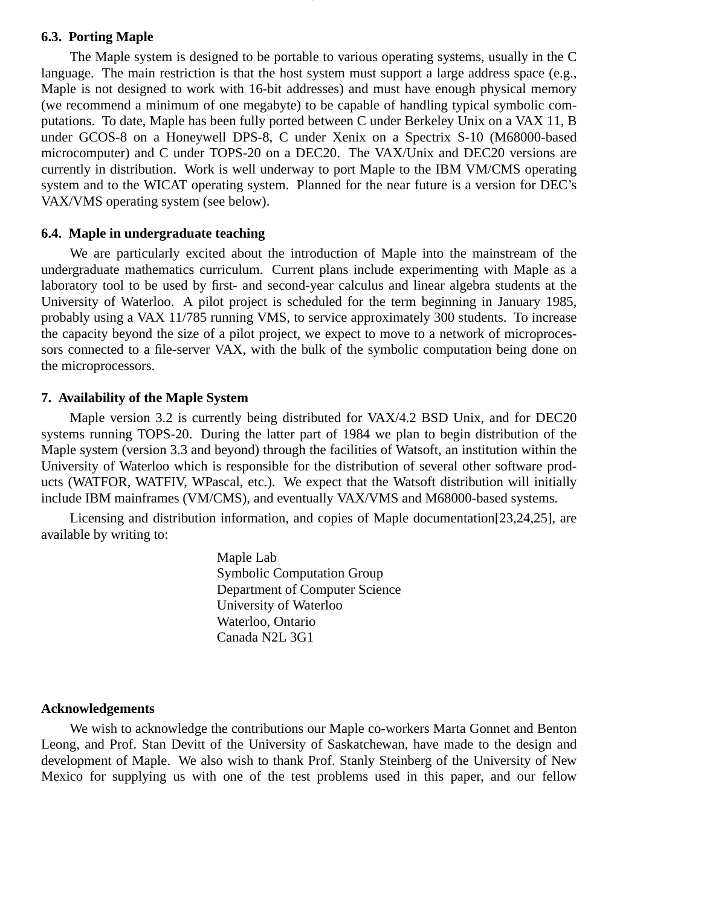### 6.3. Porting Maple

The Maple system is designed to be portable to various operating systems, usually in the C language. The main restriction is that the host system must support a large address space (e.g., Maple is not designed to work with 16-bit addresses) and must have enough physical memory (we recommend a minimum of one megabyte) to be capable of handling typical symbolic computations. To date, Maple has been fully ported between C under Berkeley Unix on a VAX 11, B under GCOS-8 on a Honeywell DPS-8, C under Xenix on a Spectrix S-10 (M68000-based microcomputer) and C under TOPS-20 on a DEC20. The VAX/Unix and DEC20 versions are currently in distribution. Work is well underway to port Maple to the IBM VM/CMS operating system and to the WICAT operating system. Planned for the near future is a version for DEC's VAX/VMS operating system (see below).

### 6.4. Maple in undergraduate teaching

We are particularly excited about the introduction of Maple into the mainstream of the undergraduate mathematics curriculum. Current plans include experimenting with Maple as a laboratory tool to be used by first- and second-year calculus and linear algebra students at the University of Waterloo. A pilot project is scheduled for the term beginning in January 1985, probably using a VAX 11/785 running VMS, to service approximately 300 students. To increase the capacity beyond the size of a pilot project, we expect to move to a network of microprocessors connected to a file-server VAX, with the bulk of the symbolic computation being done on the microprocessors.

## 7. Availability of the Maple System

Maple version 3.2 is currently being distributed for VAX/4.2 BSD Unix, and for DEC20 systems running TOPS-20. During the latter part of 1984 we plan to begin distribution of the Maple system (version 3.3 and beyond) through the facilities of Watsoft, an institution within the University of Waterloo which is responsible for the distribution of several other software products (WATFOR, WATFIV, WPascal, etc.). We expect that the Watsoft distribution will initially include IBM mainframes (VM/CMS), and eventually VAX/VMS and M68000-based systems.

Licensing and distribution information, and copies of Maple documentation[23,24,25], are available by writing to:

Maple Lab
Symbolic Computation Group
Department of Computer Science
University of Waterloo
Waterloo, Ontario
Canada N2L 3G1

## Acknowledgements

We wish to acknowledge the contributions our Maple co-workers Marta Gonnet and Benton Leong, and Prof. Stan Devitt of the University of Saskatchewan, have made to the design and development of Maple. We also wish to thank Prof. Stanly Steinberg of the University of New Mexico for supplying us with one of the test problems used in this paper, and our fellow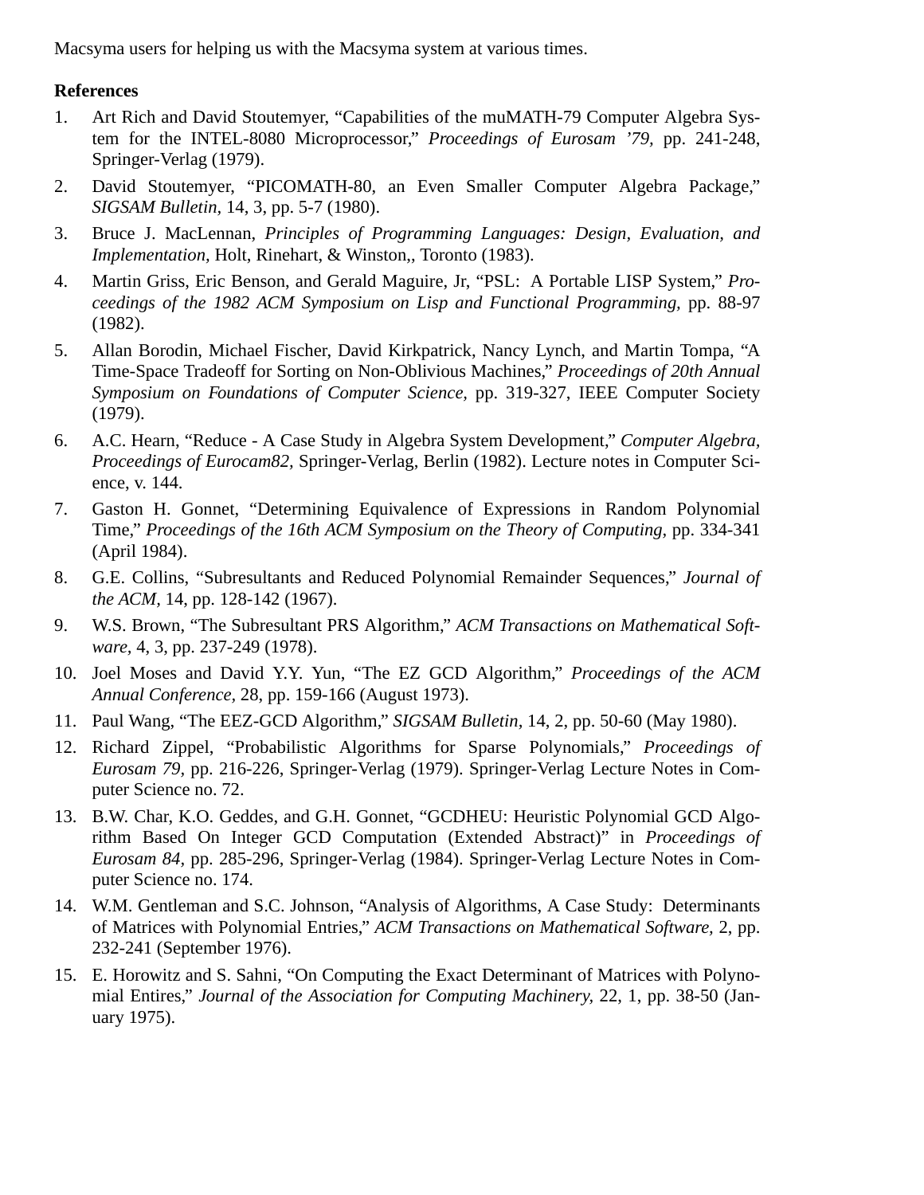Macsyma users for helping us with the Macsyma system at various times.

**References**

1. Art Rich and David Stoutemyer, “Capabilities of the muMATH-79 Computer Algebra System for the INTEL-8080 Microprocessor,” *Proceedings of Eurosam ’79,* pp. 241-248, Springer-Verlag (1979).
2. David Stoutemyer, “PICOMATH-80, an Even Smaller Computer Algebra Package,” *SIGSAM Bulletin,* 14, 3, pp. 5-7 (1980).
3. Bruce J. MacLennan, *Principles of Programming Languages: Design, Evaluation, and Implementation,* Holt, Rinehart, & Winston,, Toronto (1983).
4. Martin Griss, Eric Benson, and Gerald Maguire, Jr, “PSL: A Portable LISP System,” *Proceedings of the 1982 ACM Symposium on Lisp and Functional Programming,* pp. 88-97 (1982).
5. Allan Borodin, Michael Fischer, David Kirkpatrick, Nancy Lynch, and Martin Tompa, “A Time-Space Tradeoff for Sorting on Non-Oblivious Machines,” *Proceedings of 20th Annual Symposium on Foundations of Computer Science,* pp. 319-327, IEEE Computer Society (1979).
6. A.C. Hearn, “Reduce - A Case Study in Algebra System Development,” *Computer Algebra, Proceedings of Eurocam82,* Springer-Verlag, Berlin (1982). Lecture notes in Computer Science, v. 144.
7. Gaston H. Gonnet, “Determining Equivalence of Expressions in Random Polynomial Time,” *Proceedings of the 16th ACM Symposium on the Theory of Computing,* pp. 334-341 (April 1984).
8. G.E. Collins, “Subresultants and Reduced Polynomial Remainder Sequences,” *Journal of the ACM,* 14, pp. 128-142 (1967).
9. W.S. Brown, “The Subresultant PRS Algorithm,” *ACM Transactions on Mathematical Software,* 4, 3, pp. 237-249 (1978).
10. Joel Moses and David Y.Y. Yun, “The EZ GCD Algorithm,” *Proceedings of the ACM Annual Conference,* 28, pp. 159-166 (August 1973).
11. Paul Wang, “The EEZ-GCD Algorithm,” *SIGSAM Bulletin,* 14, 2, pp. 50-60 (May 1980).
12. Richard Zippel, “Probabilistic Algorithms for Sparse Polynomials,” *Proceedings of Eurosam 79,* pp. 216-226, Springer-Verlag (1979). Springer-Verlag Lecture Notes in Computer Science no. 72.
13. B.W. Char, K.O. Geddes, and G.H. Gonnet, “GCDHEU: Heuristic Polynomial GCD Algorithm Based On Integer GCD Computation (Extended Abstract)” in *Proceedings of Eurosam 84,* pp. 285-296, Springer-Verlag (1984). Springer-Verlag Lecture Notes in Computer Science no. 174.
14. W.M. Gentleman and S.C. Johnson, “Analysis of Algorithms, A Case Study: Determinants of Matrices with Polynomial Entries,” *ACM Transactions on Mathematical Software,* 2, pp. 232-241 (September 1976).
15. E. Horowitz and S. Sahni, “On Computing the Exact Determinant of Matrices with Polynomial Entires,” *Journal of the Association for Computing Machinery,* 22, 1, pp. 38-50 (January 1975).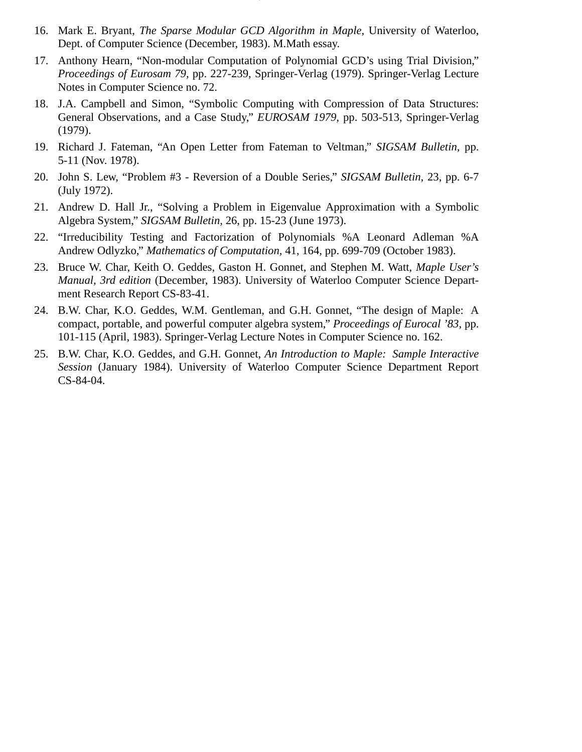16. Mark E. Bryant, *The Sparse Modular GCD Algorithm in Maple*, University of Waterloo, Dept. of Computer Science (December, 1983). M.Math essay.
17. Anthony Hearn, “Non-modular Computation of Polynomial GCD’s using Trial Division,” *Proceedings of Eurosam 79*, pp. 227-239, Springer-Verlag (1979). Springer-Verlag Lecture Notes in Computer Science no. 72.
18. J.A. Campbell and Simon, “Symbolic Computing with Compression of Data Structures: General Observations, and a Case Study,” *EUROSAM 1979*, pp. 503-513, Springer-Verlag (1979).
19. Richard J. Fateman, “An Open Letter from Fateman to Veltman,” *SIGSAM Bulletin*, pp. 5-11 (Nov. 1978).
20. John S. Lew, “Problem #3 - Reversion of a Double Series,” *SIGSAM Bulletin*, 23, pp. 6-7 (July 1972).
21. Andrew D. Hall Jr., “Solving a Problem in Eigenvalue Approximation with a Symbolic Algebra System,” *SIGSAM Bulletin*, 26, pp. 15-23 (June 1973).
22. “Irreducibility Testing and Factorization of Polynomials %A Leonard Adleman %A Andrew Odlyzko,” *Mathematics of Computation*, 41, 164, pp. 699-709 (October 1983).
23. Bruce W. Char, Keith O. Geddes, Gaston H. Gonnet, and Stephen M. Watt, *Maple User’s Manual, 3rd edition* (December, 1983). University of Waterloo Computer Science Department Research Report CS-83-41.
24. B.W. Char, K.O. Geddes, W.M. Gentleman, and G.H. Gonnet, “The design of Maple: A compact, portable, and powerful computer algebra system,” *Proceedings of Eurocal ’83*, pp. 101-115 (April, 1983). Springer-Verlag Lecture Notes in Computer Science no. 162.
25. B.W. Char, K.O. Geddes, and G.H. Gonnet, *An Introduction to Maple: Sample Interactive Session* (January 1984). University of Waterloo Computer Science Department Report CS-84-04.